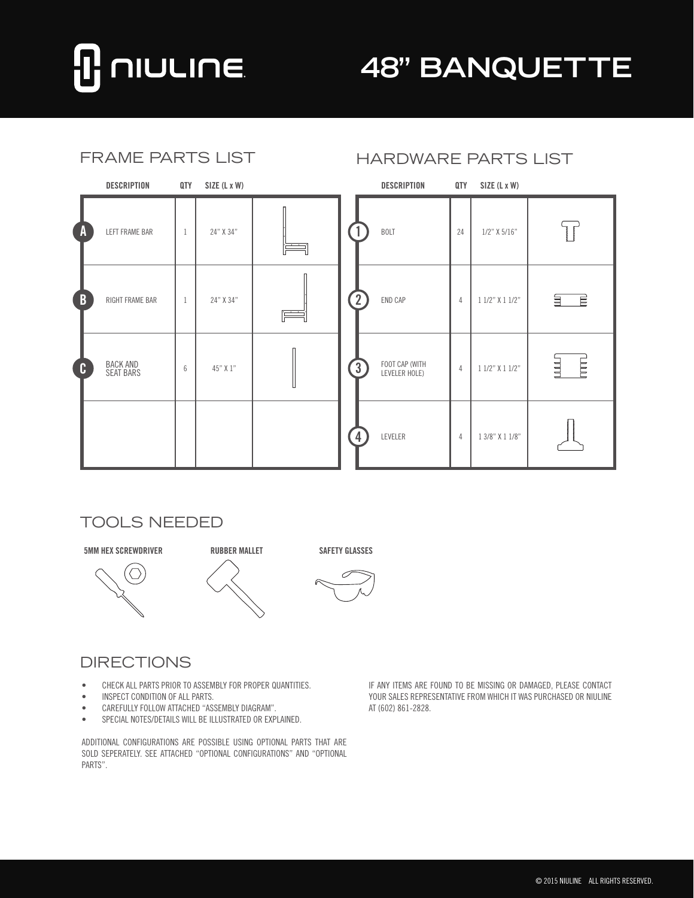# NIULINE

# 48" BANQUETTE

## FRAME PARTS LIST

| | DESCRIPTION | QTY | SIZE (L x W) | |
|---|---|---|---|---|
| A | LEFT FRAME BAR | 1 | 24" X 34" | |
| B | RIGHT FRAME BAR | 1 | 24" X 34" | |
| C | BACK AND SEAT BARS | 6 | 45" X 1" | |
| | | | | |

## HARDWARE PARTS LIST

| | DESCRIPTION | QTY | SIZE (L x W) | |
|---|---|---|---|---|
| 1 | BOLT | 24 | 1/2" X 5/16" | |
| 2 | END CAP | 4 | 1 1/2" X 1 1/2" | |
| 3 | FOOT CAP (WITH LEVELER HOLE) | 4 | 1 1/2" X 1 1/2" | |
| 4 | LEVELER | 4 | 1 3/8" X 1 1/8" | |

## TOOLS NEEDED

**5MM HEX SCREWDRIVER** **RUBBER MALLET** **SAFETY GLASSES**

## DIRECTIONS

- CHECK ALL PARTS PRIOR TO ASSEMBLY FOR PROPER QUANTITIES.
- INSPECT CONDITION OF ALL PARTS.
- CAREFULLY FOLLOW ATTACHED "ASSEMBLY DIAGRAM".
- SPECIAL NOTES/DETAILS WILL BE ILLUSTRATED OR EXPLAINED.

ADDITIONAL CONFIGURATIONS ARE POSSIBLE USING OPTIONAL PARTS THAT ARE SOLD SEPERATELY. SEE ATTACHED "OPTIONAL CONFIGURATIONS" AND "OPTIONAL PARTS".

IF ANY ITEMS ARE FOUND TO BE MISSING OR DAMAGED, PLEASE CONTACT YOUR SALES REPRESENTATIVE FROM WHICH IT WAS PURCHASED OR NIULINE AT (602) 861-2828.

© 2015 NIULINE ALL RIGHTS RESERVED.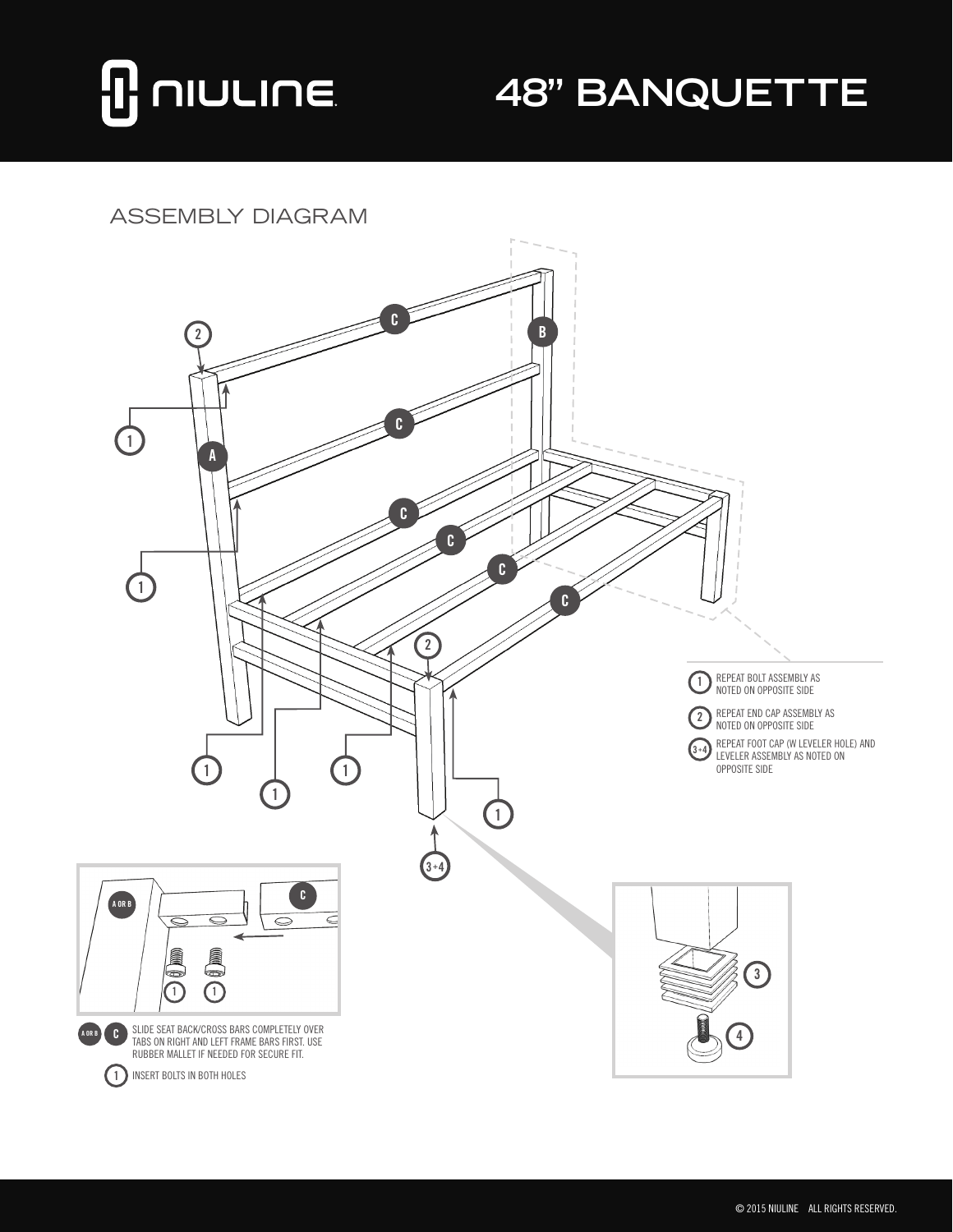# NIULINE 48" BANQUETTE

## ASSEMBLY DIAGRAM

1 REPEAT BOLT ASSEMBLY AS NOTED ON OPPOSITE SIDE

2 REPEAT END CAP ASSEMBLY AS NOTED ON OPPOSITE SIDE

3+4 REPEAT FOOT CAP (W LEVELER HOLE) AND LEVELER ASSEMBLY AS NOTED ON OPPOSITE SIDE

A OR B C SLIDE SEAT BACK/CROSS BARS COMPLETELY OVER TABS ON RIGHT AND LEFT FRAME BARS FIRST. USE RUBBER MALLET IF NEEDED FOR SECURE FIT.

1 INSERT BOLTS IN BOTH HOLES

© 2015 NIULINE ALL RIGHTS RESERVED.